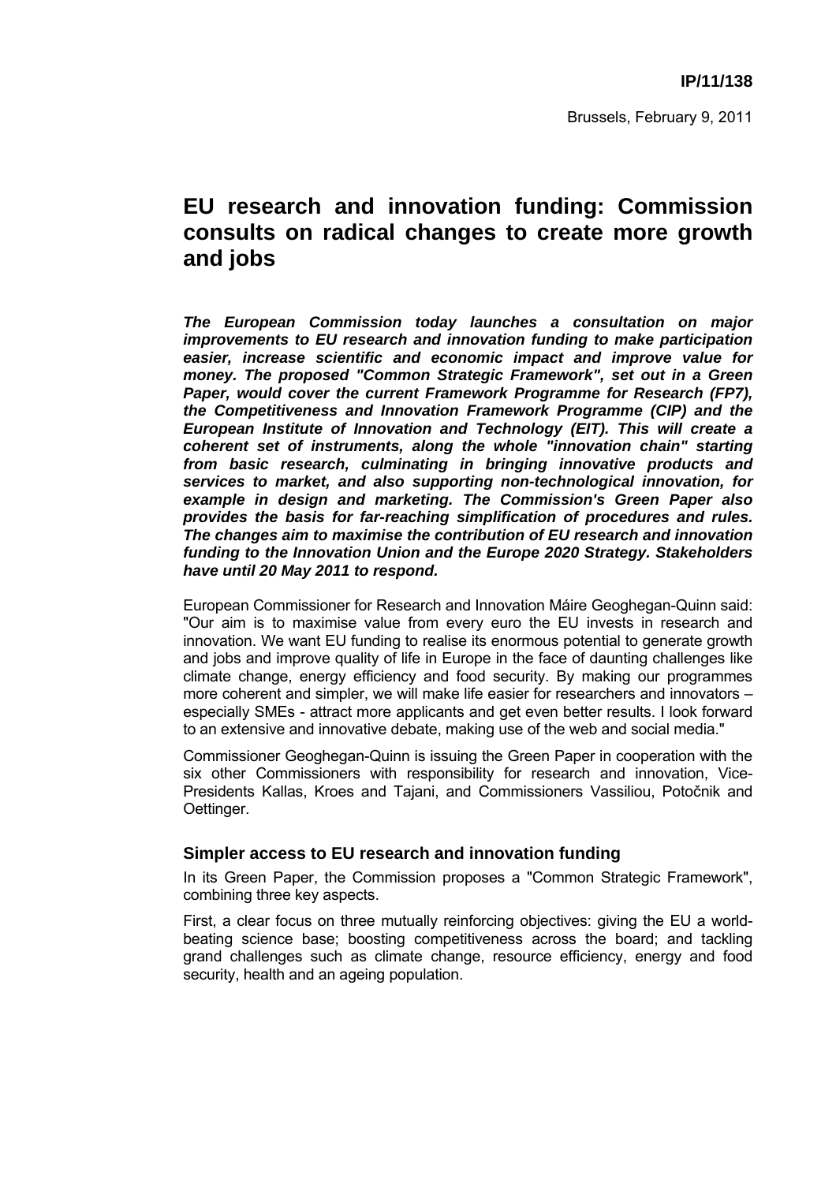**IP/11/138**

Brussels, February 9, 2011

# EU research and innovation funding: Commission consults on radical changes to create more growth and jobs

***The European Commission today launches a consultation on major improvements to EU research and innovation funding to make participation easier, increase scientific and economic impact and improve value for money. The proposed "Common Strategic Framework", set out in a Green Paper, would cover the current Framework Programme for Research (FP7), the Competitiveness and Innovation Framework Programme (CIP) and the European Institute of Innovation and Technology (EIT). This will create a coherent set of instruments, along the whole "innovation chain" starting from basic research, culminating in bringing innovative products and services to market, and also supporting non-technological innovation, for example in design and marketing. The Commission's Green Paper also provides the basis for far-reaching simplification of procedures and rules. The changes aim to maximise the contribution of EU research and innovation funding to the Innovation Union and the Europe 2020 Strategy. Stakeholders have until 20 May 2011 to respond.***

European Commissioner for Research and Innovation Máire Geoghegan-Quinn said: "Our aim is to maximise value from every euro the EU invests in research and innovation. We want EU funding to realise its enormous potential to generate growth and jobs and improve quality of life in Europe in the face of daunting challenges like climate change, energy efficiency and food security. By making our programmes more coherent and simpler, we will make life easier for researchers and innovators – especially SMEs - attract more applicants and get even better results. I look forward to an extensive and innovative debate, making use of the web and social media."

Commissioner Geoghegan-Quinn is issuing the Green Paper in cooperation with the six other Commissioners with responsibility for research and innovation, Vice-Presidents Kallas, Kroes and Tajani, and Commissioners Vassiliou, Potočnik and Oettinger.

## Simpler access to EU research and innovation funding

In its Green Paper, the Commission proposes a "Common Strategic Framework", combining three key aspects.

First, a clear focus on three mutually reinforcing objectives: giving the EU a world-beating science base; boosting competitiveness across the board; and tackling grand challenges such as climate change, resource efficiency, energy and food security, health and an ageing population.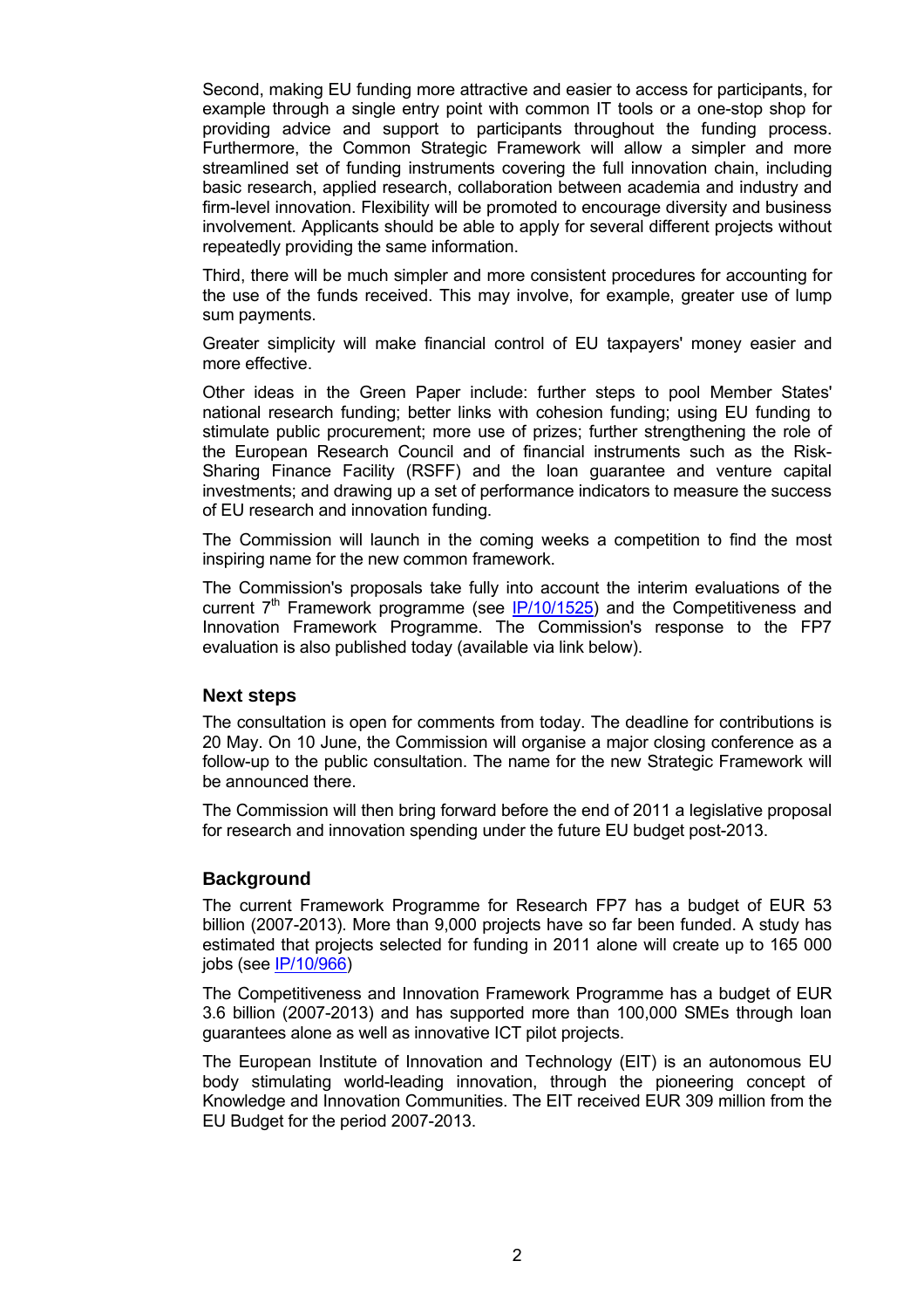Second, making EU funding more attractive and easier to access for participants, for example through a single entry point with common IT tools or a one-stop shop for providing advice and support to participants throughout the funding process. Furthermore, the Common Strategic Framework will allow a simpler and more streamlined set of funding instruments covering the full innovation chain, including basic research, applied research, collaboration between academia and industry and firm-level innovation. Flexibility will be promoted to encourage diversity and business involvement. Applicants should be able to apply for several different projects without repeatedly providing the same information.

Third, there will be much simpler and more consistent procedures for accounting for the use of the funds received. This may involve, for example, greater use of lump sum payments.

Greater simplicity will make financial control of EU taxpayers' money easier and more effective.

Other ideas in the Green Paper include: further steps to pool Member States' national research funding; better links with cohesion funding; using EU funding to stimulate public procurement; more use of prizes; further strengthening the role of the European Research Council and of financial instruments such as the Risk-Sharing Finance Facility (RSFF) and the loan guarantee and venture capital investments; and drawing up a set of performance indicators to measure the success of EU research and innovation funding.

The Commission will launch in the coming weeks a competition to find the most inspiring name for the new common framework.

The Commission's proposals take fully into account the interim evaluations of the current 7th Framework programme (see IP/10/1525) and the Competitiveness and Innovation Framework Programme. The Commission's response to the FP7 evaluation is also published today (available via link below).

## Next steps

The consultation is open for comments from today. The deadline for contributions is 20 May. On 10 June, the Commission will organise a major closing conference as a follow-up to the public consultation. The name for the new Strategic Framework will be announced there.

The Commission will then bring forward before the end of 2011 a legislative proposal for research and innovation spending under the future EU budget post-2013.

## Background

The current Framework Programme for Research FP7 has a budget of EUR 53 billion (2007-2013). More than 9,000 projects have so far been funded. A study has estimated that projects selected for funding in 2011 alone will create up to 165 000 jobs (see IP/10/966)

The Competitiveness and Innovation Framework Programme has a budget of EUR 3.6 billion (2007-2013) and has supported more than 100,000 SMEs through loan guarantees alone as well as innovative ICT pilot projects.

The European Institute of Innovation and Technology (EIT) is an autonomous EU body stimulating world-leading innovation, through the pioneering concept of Knowledge and Innovation Communities. The EIT received EUR 309 million from the EU Budget for the period 2007-2013.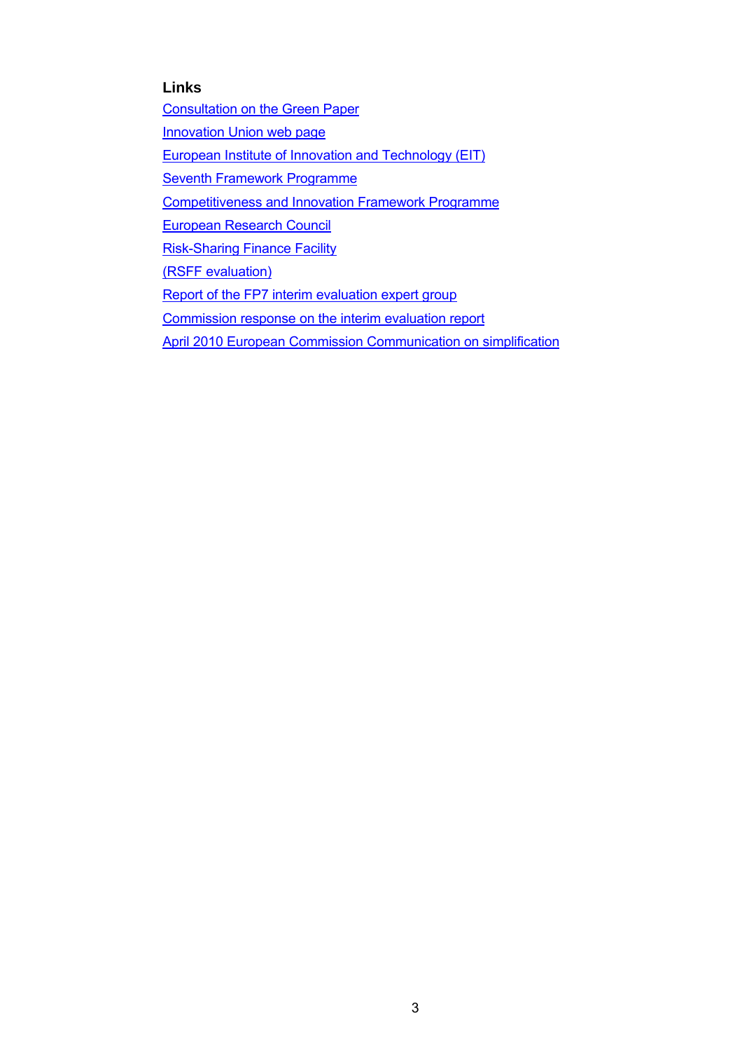**Links**

Consultation on the Green Paper

Innovation Union web page

European Institute of Innovation and Technology (EIT)

Seventh Framework Programme

Competitiveness and Innovation Framework Programme

European Research Council

Risk-Sharing Finance Facility

(RSFF evaluation)

Report of the FP7 interim evaluation expert group

Commission response on the interim evaluation report

April 2010 European Commission Communication on simplification